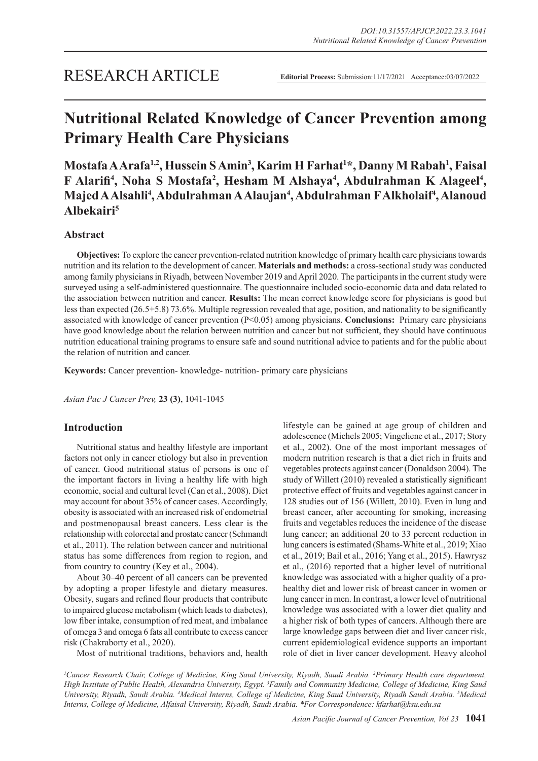RESEARCH ARTICLE

**Editorial Process:** Submission:11/17/2021 Acceptance:03/07/2022

# Nutritional Related Knowledge of Cancer Prevention among Primary Health Care Physicians

**Mostafa A Arafa[1,2], Hussein S Amin[3], Karim H Farhat[1]*, Danny M Rabah[1], Faisal F Alarifi[4], Noha S Mostafa[2], Hesham M Alshaya[4], Abdulrahman K Alageel[4], Majed A Alsahli[4], Abdulrahman A Alaujan[4], Abdulrahman F Alkholaif[4], Alanoud Albekairi[5]**

## Abstract

**Objectives:** To explore the cancer prevention-related nutrition knowledge of primary health care physicians towards nutrition and its relation to the development of cancer. **Materials and methods:** a cross-sectional study was conducted among family physicians in Riyadh, between November 2019 and April 2020. The participants in the current study were surveyed using a self-administered questionnaire. The questionnaire included socio-economic data and data related to the association between nutrition and cancer. **Results:** The mean correct knowledge score for physicians is good but less than expected (26.5+5.8) 73.6%. Multiple regression revealed that age, position, and nationality to be significantly associated with knowledge of cancer prevention (P<0.05) among physicians. **Conclusions:** Primary care physicians have good knowledge about the relation between nutrition and cancer but not sufficient, they should have continuous nutrition educational training programs to ensure safe and sound nutritional advice to patients and for the public about the relation of nutrition and cancer.

**Keywords:** Cancer prevention- knowledge- nutrition- primary care physicians

*Asian Pac J Cancer Prev,* **23 (3)**, 1041-1045

## Introduction

Nutritional status and healthy lifestyle are important factors not only in cancer etiology but also in prevention of cancer. Good nutritional status of persons is one of the important factors in living a healthy life with high economic, social and cultural level (Can et al., 2008). Diet may account for about 35% of cancer cases. Accordingly, obesity is associated with an increased risk of endometrial and postmenopausal breast cancers. Less clear is the relationship with colorectal and prostate cancer (Schmandt et al., 2011). The relation between cancer and nutritional status has some differences from region to region, and from country to country (Key et al., 2004).

About 30–40 percent of all cancers can be prevented by adopting a proper lifestyle and dietary measures. Obesity, sugars and refined flour products that contribute to impaired glucose metabolism (which leads to diabetes), low fiber intake, consumption of red meat, and imbalance of omega 3 and omega 6 fats all contribute to excess cancer risk (Chakraborty et al., 2020).

Most of nutritional traditions, behaviors and, health lifestyle can be gained at age group of children and adolescence (Michels 2005; Vingeliene et al., 2017; Story et al., 2002). One of the most important messages of modern nutrition research is that a diet rich in fruits and vegetables protects against cancer (Donaldson 2004). The study of Willett (2010) revealed a statistically significant protective effect of fruits and vegetables against cancer in 128 studies out of 156 (Willett, 2010). Even in lung and breast cancer, after accounting for smoking, increasing fruits and vegetables reduces the incidence of the disease lung cancer; an additional 20 to 33 percent reduction in lung cancers is estimated (Shams-White et al., 2019; Xiao et al., 2019; Bail et al., 2016; Yang et al., 2015). Hawrysz et al., (2016) reported that a higher level of nutritional knowledge was associated with a higher quality of a pro-healthy diet and lower risk of breast cancer in women or lung cancer in men. In contrast, a lower level of nutritional knowledge was associated with a lower diet quality and a higher risk of both types of cancers. Although there are large knowledge gaps between diet and liver cancer risk, current epidemiological evidence supports an important role of diet in liver cancer development. Heavy alcohol

[1]Cancer Research Chair, College of Medicine, King Saud University, Riyadh, Saudi Arabia. [2]Primary Health care department, High Institute of Public Health, Alexandria University, Egypt. [3]Family and Community Medicine, College of Medicine, King Saud University, Riyadh, Saudi Arabia. [4]Medical Interns, College of Medicine, King Saud University, Riyadh Saudi Arabia. [5]Medical Interns, College of Medicine, Alfaisal University, Riyadh, Saudi Arabia. *For Correspondence: kfarhat@ksu.edu.sa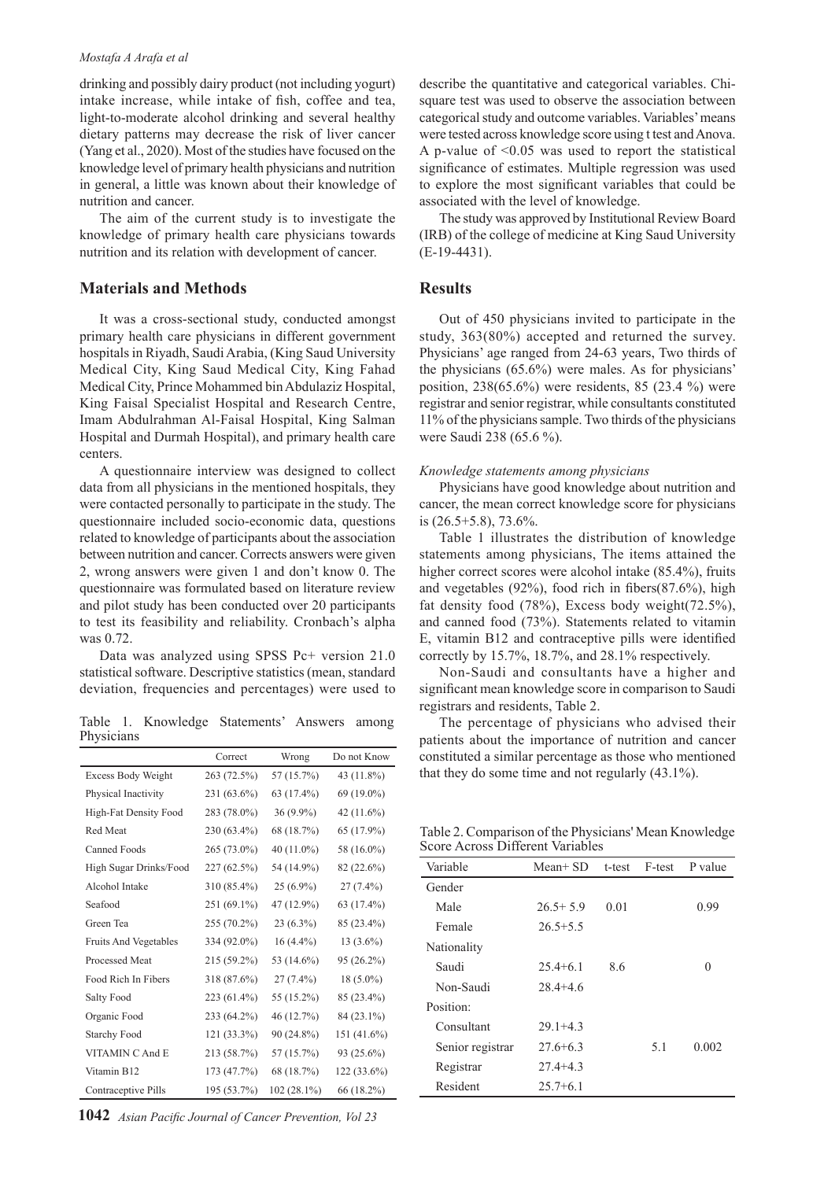drinking and possibly dairy product (not including yogurt) intake increase, while intake of fish, coffee and tea, light-to-moderate alcohol drinking and several healthy dietary patterns may decrease the risk of liver cancer (Yang et al., 2020). Most of the studies have focused on the knowledge level of primary health physicians and nutrition in general, a little was known about their knowledge of nutrition and cancer.

The aim of the current study is to investigate the knowledge of primary health care physicians towards nutrition and its relation with development of cancer.

## Materials and Methods

It was a cross-sectional study, conducted amongst primary health care physicians in different government hospitals in Riyadh, Saudi Arabia, (King Saud University Medical City, King Saud Medical City, King Fahad Medical City, Prince Mohammed bin Abdulaziz Hospital, King Faisal Specialist Hospital and Research Centre, Imam Abdulrahman Al-Faisal Hospital, King Salman Hospital and Durmah Hospital), and primary health care centers.

A questionnaire interview was designed to collect data from all physicians in the mentioned hospitals, they were contacted personally to participate in the study. The questionnaire included socio-economic data, questions related to knowledge of participants about the association between nutrition and cancer. Corrects answers were given 2, wrong answers were given 1 and don't know 0. The questionnaire was formulated based on literature review and pilot study has been conducted over 20 participants to test its feasibility and reliability. Cronbach's alpha was 0.72.

Data was analyzed using SPSS Pc+ version 21.0 statistical software. Descriptive statistics (mean, standard deviation, frequencies and percentages) were used to describe the quantitative and categorical variables. Chi-square test was used to observe the association between categorical study and outcome variables. Variables' means were tested across knowledge score using t test and Anova. A p-value of <0.05 was used to report the statistical significance of estimates. Multiple regression was used to explore the most significant variables that could be associated with the level of knowledge.

The study was approved by Institutional Review Board (IRB) of the college of medicine at King Saud University (E-19-4431).

## Results

Out of 450 physicians invited to participate in the study, 363(80%) accepted and returned the survey. Physicians' age ranged from 24-63 years, Two thirds of the physicians (65.6%) were males. As for physicians' position, 238(65.6%) were residents, 85 (23.4 %) were registrar and senior registrar, while consultants constituted 11% of the physicians sample. Two thirds of the physicians were Saudi 238 (65.6 %).

### *Knowledge statements among physicians*

Physicians have good knowledge about nutrition and cancer, the mean correct knowledge score for physicians is (26.5+5.8), 73.6%.

Table 1 illustrates the distribution of knowledge statements among physicians, The items attained the higher correct scores were alcohol intake (85.4%), fruits and vegetables (92%), food rich in fibers(87.6%), high fat density food (78%), Excess body weight(72.5%), and canned food (73%). Statements related to vitamin E, vitamin B12 and contraceptive pills were identified correctly by 15.7%, 18.7%, and 28.1% respectively.

Non-Saudi and consultants have a higher and significant mean knowledge score in comparison to Saudi registrars and residents, Table 2.

The percentage of physicians who advised their patients about the importance of nutrition and cancer constituted a similar percentage as those who mentioned that they do some time and not regularly (43.1%).

Table 1. Knowledge Statements' Answers among Physicians

| | Correct | Wrong | Do not Know |
|---|---|---|---|
| Excess Body Weight | 263 (72.5%) | 57 (15.7%) | 43 (11.8%) |
| Physical Inactivity | 231 (63.6%) | 63 (17.4%) | 69 (19.0%) |
| High-Fat Density Food | 283 (78.0%) | 36 (9.9%) | 42 (11.6%) |
| Red Meat | 230 (63.4%) | 68 (18.7%) | 65 (17.9%) |
| Canned Foods | 265 (73.0%) | 40 (11.0%) | 58 (16.0%) |
| High Sugar Drinks/Food | 227 (62.5%) | 54 (14.9%) | 82 (22.6%) |
| Alcohol Intake | 310 (85.4%) | 25 (6.9%) | 27 (7.4%) |
| Seafood | 251 (69.1%) | 47 (12.9%) | 63 (17.4%) |
| Green Tea | 255 (70.2%) | 23 (6.3%) | 85 (23.4%) |
| Fruits And Vegetables | 334 (92.0%) | 16 (4.4%) | 13 (3.6%) |
| Processed Meat | 215 (59.2%) | 53 (14.6%) | 95 (26.2%) |
| Food Rich In Fibers | 318 (87.6%) | 27 (7.4%) | 18 (5.0%) |
| Salty Food | 223 (61.4%) | 55 (15.2%) | 85 (23.4%) |
| Organic Food | 233 (64.2%) | 46 (12.7%) | 84 (23.1%) |
| Starchy Food | 121 (33.3%) | 90 (24.8%) | 151 (41.6%) |
| VITAMIN C And E | 213 (58.7%) | 57 (15.7%) | 93 (25.6%) |
| Vitamin B12 | 173 (47.7%) | 68 (18.7%) | 122 (33.6%) |
| Contraceptive Pills | 195 (53.7%) | 102 (28.1%) | 66 (18.2%) |

Table 2. Comparison of the Physicians' Mean Knowledge Score Across Different Variables

| Variable | Mean+ SD | t-test | F-test | P value |
|---|---|---|---|---|
| Gender | | | | |
| Male | 26.5+ 5.9 | 0.01 | | 0.99 |
| Female | 26.5+5.5 | | | |
| Nationality | | | | |
| Saudi | 25.4+6.1 | 8.6 | | 0 |
| Non-Saudi | 28.4+4.6 | | | |
| Position: | | | | |
| Consultant | 29.1+4.3 | | | |
| Senior registrar | 27.6+6.3 | | 5.1 | 0.002 |
| Registrar | 27.4+4.3 | | | |
| Resident | 25.7+6.1 | | | |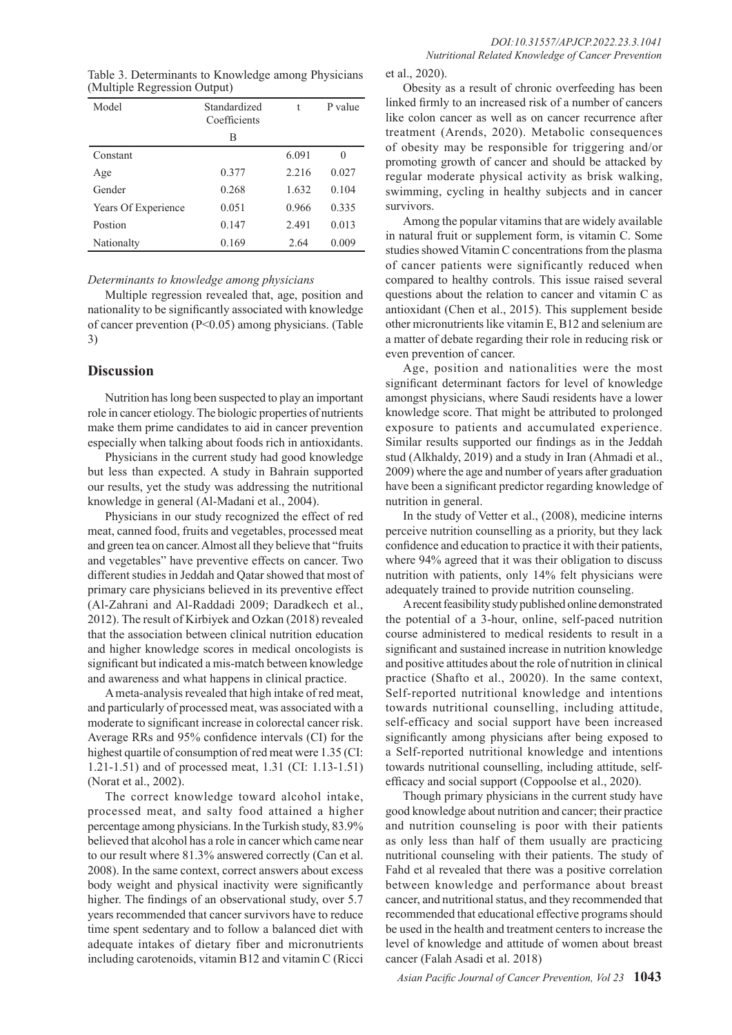Table 3. Determinants to Knowledge among Physicians (Multiple Regression Output)

| Model | Standardized Coefficients | t | P value |
|---|---|---|---|
| | B | | |
| Constant | | 6.091 | 0 |
| Age | 0.377 | 2.216 | 0.027 |
| Gender | 0.268 | 1.632 | 0.104 |
| Years Of Experience | 0.051 | 0.966 | 0.335 |
| Postion | 0.147 | 2.491 | 0.013 |
| Nationalty | 0.169 | 2.64 | 0.009 |

*Determinants to knowledge among physicians*

Multiple regression revealed that, age, position and nationality to be significantly associated with knowledge of cancer prevention (P<0.05) among physicians. (Table 3)

## Discussion

Nutrition has long been suspected to play an important role in cancer etiology. The biologic properties of nutrients make them prime candidates to aid in cancer prevention especially when talking about foods rich in antioxidants.

Physicians in the current study had good knowledge but less than expected. A study in Bahrain supported our results, yet the study was addressing the nutritional knowledge in general (Al-Madani et al., 2004).

Physicians in our study recognized the effect of red meat, canned food, fruits and vegetables, processed meat and green tea on cancer. Almost all they believe that "fruits and vegetables" have preventive effects on cancer. Two different studies in Jeddah and Qatar showed that most of primary care physicians believed in its preventive effect (Al-Zahrani and Al-Raddadi 2009; Daradkech et al., 2012). The result of Kirbiyek and Ozkan (2018) revealed that the association between clinical nutrition education and higher knowledge scores in medical oncologists is significant but indicated a mis-match between knowledge and awareness and what happens in clinical practice.

A meta-analysis revealed that high intake of red meat, and particularly of processed meat, was associated with a moderate to significant increase in colorectal cancer risk. Average RRs and 95% confidence intervals (CI) for the highest quartile of consumption of red meat were 1.35 (CI: 1.21-1.51) and of processed meat, 1.31 (CI: 1.13-1.51) (Norat et al., 2002).

The correct knowledge toward alcohol intake, processed meat, and salty food attained a higher percentage among physicians. In the Turkish study, 83.9% believed that alcohol has a role in cancer which came near to our result where 81.3% answered correctly (Can et al. 2008). In the same context, correct answers about excess body weight and physical inactivity were significantly higher. The findings of an observational study, over 5.7 years recommended that cancer survivors have to reduce time spent sedentary and to follow a balanced diet with adequate intakes of dietary fiber and micronutrients including carotenoids, vitamin B12 and vitamin C (Ricci et al., 2020).

Obesity as a result of chronic overfeeding has been linked firmly to an increased risk of a number of cancers like colon cancer as well as on cancer recurrence after treatment (Arends, 2020). Metabolic consequences of obesity may be responsible for triggering and/or promoting growth of cancer and should be attacked by regular moderate physical activity as brisk walking, swimming, cycling in healthy subjects and in cancer survivors.

Among the popular vitamins that are widely available in natural fruit or supplement form, is vitamin C. Some studies showed Vitamin C concentrations from the plasma of cancer patients were significantly reduced when compared to healthy controls. This issue raised several questions about the relation to cancer and vitamin C as antioxidant (Chen et al., 2015). This supplement beside other micronutrients like vitamin E, B12 and selenium are a matter of debate regarding their role in reducing risk or even prevention of cancer.

Age, position and nationalities were the most significant determinant factors for level of knowledge amongst physicians, where Saudi residents have a lower knowledge score. That might be attributed to prolonged exposure to patients and accumulated experience. Similar results supported our findings as in the Jeddah stud (Alkhaldy, 2019) and a study in Iran (Ahmadi et al., 2009) where the age and number of years after graduation have been a significant predictor regarding knowledge of nutrition in general.

In the study of Vetter et al., (2008), medicine interns perceive nutrition counselling as a priority, but they lack confidence and education to practice it with their patients, where 94% agreed that it was their obligation to discuss nutrition with patients, only 14% felt physicians were adequately trained to provide nutrition counseling.

A recent feasibility study published online demonstrated the potential of a 3-hour, online, self-paced nutrition course administered to medical residents to result in a significant and sustained increase in nutrition knowledge and positive attitudes about the role of nutrition in clinical practice (Shafto et al., 20020). In the same context, Self-reported nutritional knowledge and intentions towards nutritional counselling, including attitude, self-efficacy and social support have been increased significantly among physicians after being exposed to a Self-reported nutritional knowledge and intentions towards nutritional counselling, including attitude, self-efficacy and social support (Coppoolse et al., 2020).

Though primary physicians in the current study have good knowledge about nutrition and cancer; their practice and nutrition counseling is poor with their patients as only less than half of them usually are practicing nutritional counseling with their patients. The study of Fahd et al revealed that there was a positive correlation between knowledge and performance about breast cancer, and nutritional status, and they recommended that recommended that educational effective programs should be used in the health and treatment centers to increase the level of knowledge and attitude of women about breast cancer (Falah Asadi et al. 2018)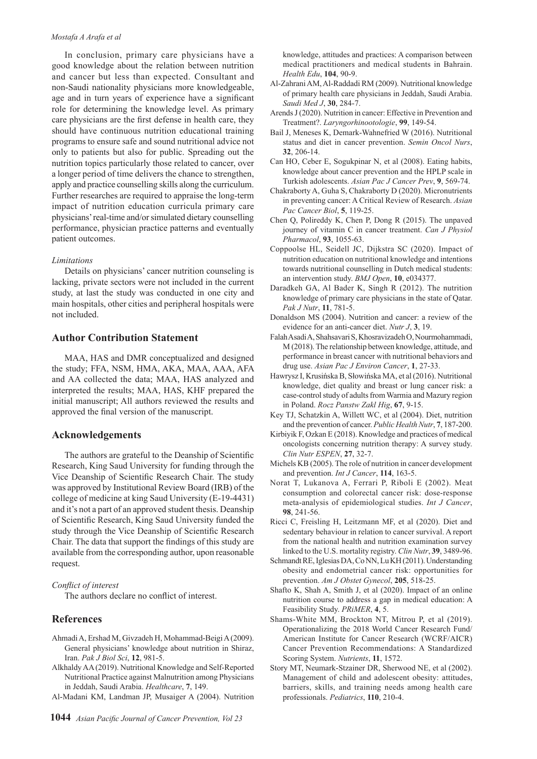In conclusion, primary care physicians have a good knowledge about the relation between nutrition and cancer but less than expected. Consultant and non-Saudi nationality physicians more knowledgeable, age and in turn years of experience have a significant role for determining the knowledge level. As primary care physicians are the first defense in health care, they should have continuous nutrition educational training programs to ensure safe and sound nutritional advice not only to patients but also for public. Spreading out the nutrition topics particularly those related to cancer, over a longer period of time delivers the chance to strengthen, apply and practice counselling skills along the curriculum. Further researches are required to appraise the long-term impact of nutrition education curricula primary care physicians' real-time and/or simulated dietary counselling performance, physician practice patterns and eventually patient outcomes.

*Limitations*

Details on physicians' cancer nutrition counseling is lacking, private sectors were not included in the current study, at last the study was conducted in one city and main hospitals, other cities and peripheral hospitals were not included.

## Author Contribution Statement

MAA, HAS and DMR conceptualized and designed the study; FFA, NSM, HMA, AKA, MAA, AAA, AFA and AA collected the data; MAA, HAS analyzed and interpreted the results; MAA, HAS, KHF prepared the initial manuscript; All authors reviewed the results and approved the final version of the manuscript.

## Acknowledgements

The authors are grateful to the Deanship of Scientific Research, King Saud University for funding through the Vice Deanship of Scientific Research Chair. The study was approved by Institutional Review Board (IRB) of the college of medicine at king Saud University (E-19-4431) and it's not a part of an approved student thesis. Deanship of Scientific Research, King Saud University funded the study through the Vice Deanship of Scientific Research Chair. The data that support the findings of this study are available from the corresponding author, upon reasonable request.

*Conflict of interest*

The authors declare no conflict of interest.

## References

Ahmadi A, Ershad M, Givzadeh H, Mohammad-Beigi A (2009). General physicians' knowledge about nutrition in Shiraz, Iran. *Pak J Biol Sci*, **12**, 981-5.

Alkhaldy AA (2019). Nutritional Knowledge and Self-Reported Nutritional Practice against Malnutrition among Physicians in Jeddah, Saudi Arabia. *Healthcare*, **7**, 149.

Al-Madani KM, Landman JP, Musaiger A (2004). Nutrition knowledge, attitudes and practices: A comparison between medical practitioners and medical students in Bahrain. *Health Edu*, **104**, 90-9.

Al-Zahrani AM, Al-Raddadi RM (2009). Nutritional knowledge of primary health care physicians in Jeddah, Saudi Arabia. *Saudi Med J*, **30**, 284-7.

Arends J (2020). Nutrition in cancer: Effective in Prevention and Treatment?. *Laryngorhinootologie*, **99**, 149-54.

Bail J, Meneses K, Demark-Wahnefried W (2016). Nutritional status and diet in cancer prevention. *Semin Oncol Nurs*, **32**, 206-14.

Can HO, Ceber E, Sogukpinar N, et al (2008). Eating habits, knowledge about cancer prevention and the HPLP scale in Turkish adolescents. *Asian Pac J Cancer Prev*, **9**, 569-74.

Chakraborty A, Guha S, Chakraborty D (2020). Micronutrients in preventing cancer: A Critical Review of Research. *Asian Pac Cancer Biol*, **5**, 119-25.

Chen Q, Polireddy K, Chen P, Dong R (2015). The unpaved journey of vitamin C in cancer treatment. *Can J Physiol Pharmacol*, **93**, 1055-63.

Coppoolse HL, Seidell JC, Dijkstra SC (2020). Impact of nutrition education on nutritional knowledge and intentions towards nutritional counselling in Dutch medical students: an intervention study. *BMJ Open*, **10**, e034377.

Daradkeh GA, Al Bader K, Singh R (2012). The nutrition knowledge of primary care physicians in the state of Qatar. *Pak J Nutr*, **11**, 781-5.

Donaldson MS (2004). Nutrition and cancer: a review of the evidence for an anti-cancer diet. *Nutr J*, **3**, 19.

FalahAsadi A, Shahsavari S, Khosravizadeh O, Nourmohammadi, M (2018). The relationship between knowledge, attitude, and performance in breast cancer with nutritional behaviors and drug use. *Asian Pac J Environ Cancer*, **1**, 27-33.

Hawrysz I, Krusińska B, Słowińska MA, et al (2016). Nutritional knowledge, diet quality and breast or lung cancer risk: a case-control study of adults from Warmia and Mazury region in Poland. *Rocz Panstw Zakl Hig*, **67**, 9-15.

Key TJ, Schatzkin A, Willett WC, et al (2004). Diet, nutrition and the prevention of cancer. *Public Health Nutr*, **7**, 187-200.

Kirbiyik F, Ozkan E (2018). Knowledge and practices of medical oncologists concerning nutrition therapy: A survey study. *Clin Nutr ESPEN*, **27**, 32-7.

Michels KB (2005). The role of nutrition in cancer development and prevention. *Int J Cancer*, **114**, 163-5.

Norat T, Lukanova A, Ferrari P, Riboli E (2002). Meat consumption and colorectal cancer risk: dose-response meta-analysis of epidemiological studies. *Int J Cancer*, **98**, 241-56.

Ricci C, Freisling H, Leitzmann MF, et al (2020). Diet and sedentary behaviour in relation to cancer survival. A report from the national health and nutrition examination survey linked to the U.S. mortality registry. *Clin Nutr*, **39**, 3489-96.

Schmandt RE, Iglesias DA, Co NN, Lu KH (2011). Understanding obesity and endometrial cancer risk: opportunities for prevention. *Am J Obstet Gynecol*, **205**, 518-25.

Shafto K, Shah A, Smith J, et al (2020). Impact of an online nutrition course to address a gap in medical education: A Feasibility Study. *PRiMER*, **4**, 5.

Shams-White MM, Brockton NT, Mitrou P, et al (2019). Operationalizing the 2018 World Cancer Research Fund/American Institute for Cancer Research (WCRF/AICR) Cancer Prevention Recommendations: A Standardized Scoring System. *Nutrients*, **11**, 1572.

Story MT, Neumark-Stzainer DR, Sherwood NE, et al (2002). Management of child and adolescent obesity: attitudes, barriers, skills, and training needs among health care professionals. *Pediatrics*, **110**, 210-4.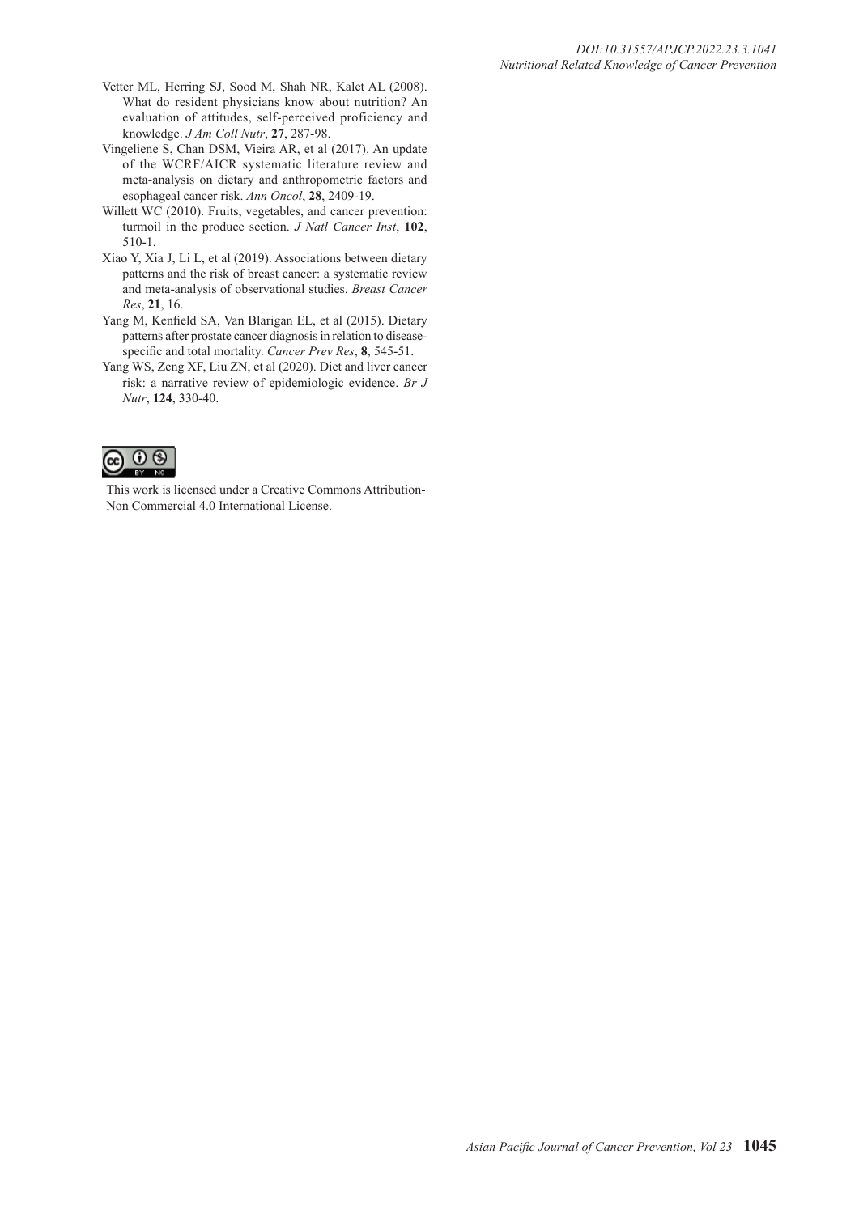Vetter ML, Herring SJ, Sood M, Shah NR, Kalet AL (2008). What do resident physicians know about nutrition? An evaluation of attitudes, self-perceived proficiency and knowledge. *J Am Coll Nutr*, **27**, 287-98.

Vingeliene S, Chan DSM, Vieira AR, et al (2017). An update of the WCRF/AICR systematic literature review and meta-analysis on dietary and anthropometric factors and esophageal cancer risk. *Ann Oncol*, **28**, 2409-19.

Willett WC (2010). Fruits, vegetables, and cancer prevention: turmoil in the produce section. *J Natl Cancer Inst*, **102**, 510-1.

Xiao Y, Xia J, Li L, et al (2019). Associations between dietary patterns and the risk of breast cancer: a systematic review and meta-analysis of observational studies. *Breast Cancer Res*, **21**, 16.

Yang M, Kenfield SA, Van Blarigan EL, et al (2015). Dietary patterns after prostate cancer diagnosis in relation to disease-specific and total mortality. *Cancer Prev Res*, **8**, 545-51.

Yang WS, Zeng XF, Liu ZN, et al (2020). Diet and liver cancer risk: a narrative review of epidemiologic evidence. *Br J Nutr*, **124**, 330-40.

This work is licensed under a Creative Commons Attribution-Non Commercial 4.0 International License.